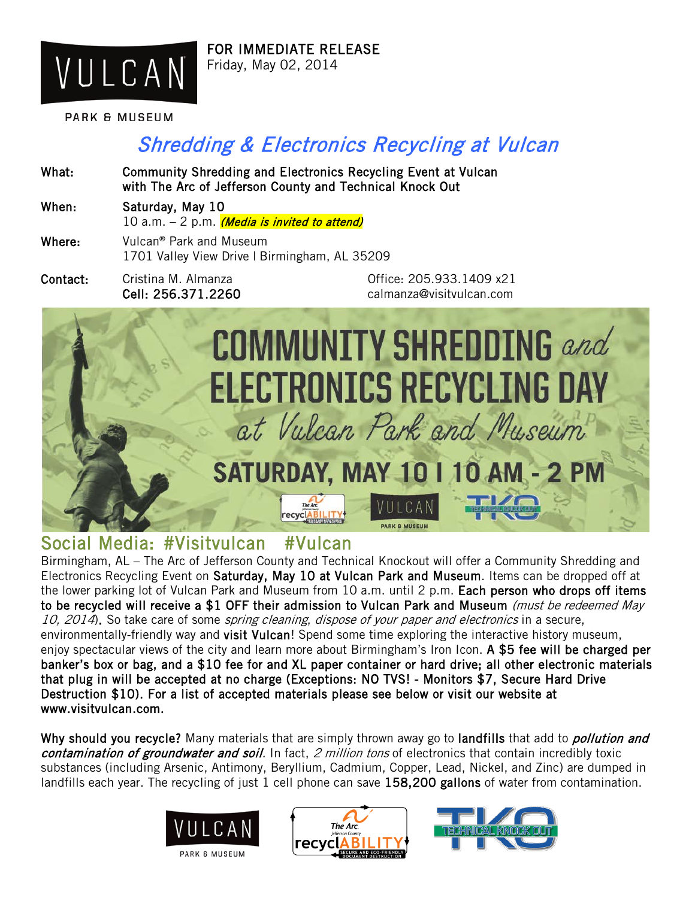VULCAN PARK & MUSEUM

**FOR IMMEDIATE RELEASE**
Friday, May 02, 2014

# *Shredding & Electronics Recycling at Vulcan*

**What:** **Community Shredding and Electronics Recycling Event at Vulcan with The Arc of Jefferson County and Technical Knock Out**

**When:** **Saturday, May 10**
10 a.m. – 2 p.m. ***(Media is invited to attend)***

**Where:** Vulcan® Park and Museum
1701 Valley View Drive | Birmingham, AL 35209

**Contact:** Cristina M. Almanza
**Cell: 256.371.2260**
Office: 205.933.1409 x21
calmanza@visitvulcan.com

COMMUNITY SHREDDING *and* ELECTRONICS RECYCLING DAY *at Vulcan Park and Museum*
SATURDAY, MAY 10 | 10 AM - 2 PM

## Social Media: #Visitvulcan #Vulcan

Birmingham, AL – The Arc of Jefferson County and Technical Knockout will offer a Community Shredding and Electronics Recycling Event on **Saturday, May 10 at Vulcan Park and Museum**. Items can be dropped off at the lower parking lot of Vulcan Park and Museum from 10 a.m. until 2 p.m. **Each person who drops off items to be recycled will receive a $1 OFF their admission to Vulcan Park and Museum** *(must be redeemed May 10, 2014)*. So take care of some *spring cleaning*, *dispose of your paper and electronics* in a secure, environmentally-friendly way and **visit Vulcan**! Spend some time exploring the interactive history museum, enjoy spectacular views of the city and learn more about Birmingham's Iron Icon. **A $5 fee will be charged per banker's box or bag, and a $10 fee for and XL paper container or hard drive; all other electronic materials that plug in will be accepted at no charge (Exceptions: NO TVS! - Monitors $7, Secure Hard Drive Destruction $10). For a list of accepted materials please see below or visit our website at www.visitvulcan.com.**

**Why should you recycle?** Many materials that are simply thrown away go to **landfills** that add to ***pollution and contamination of groundwater and soil***. In fact, *2 million tons* of electronics that contain incredibly toxic substances (including Arsenic, Antimony, Beryllium, Cadmium, Copper, Lead, Nickel, and Zinc) are dumped in landfills each year. The recycling of just 1 cell phone can save **158,200 gallons** of water from contamination.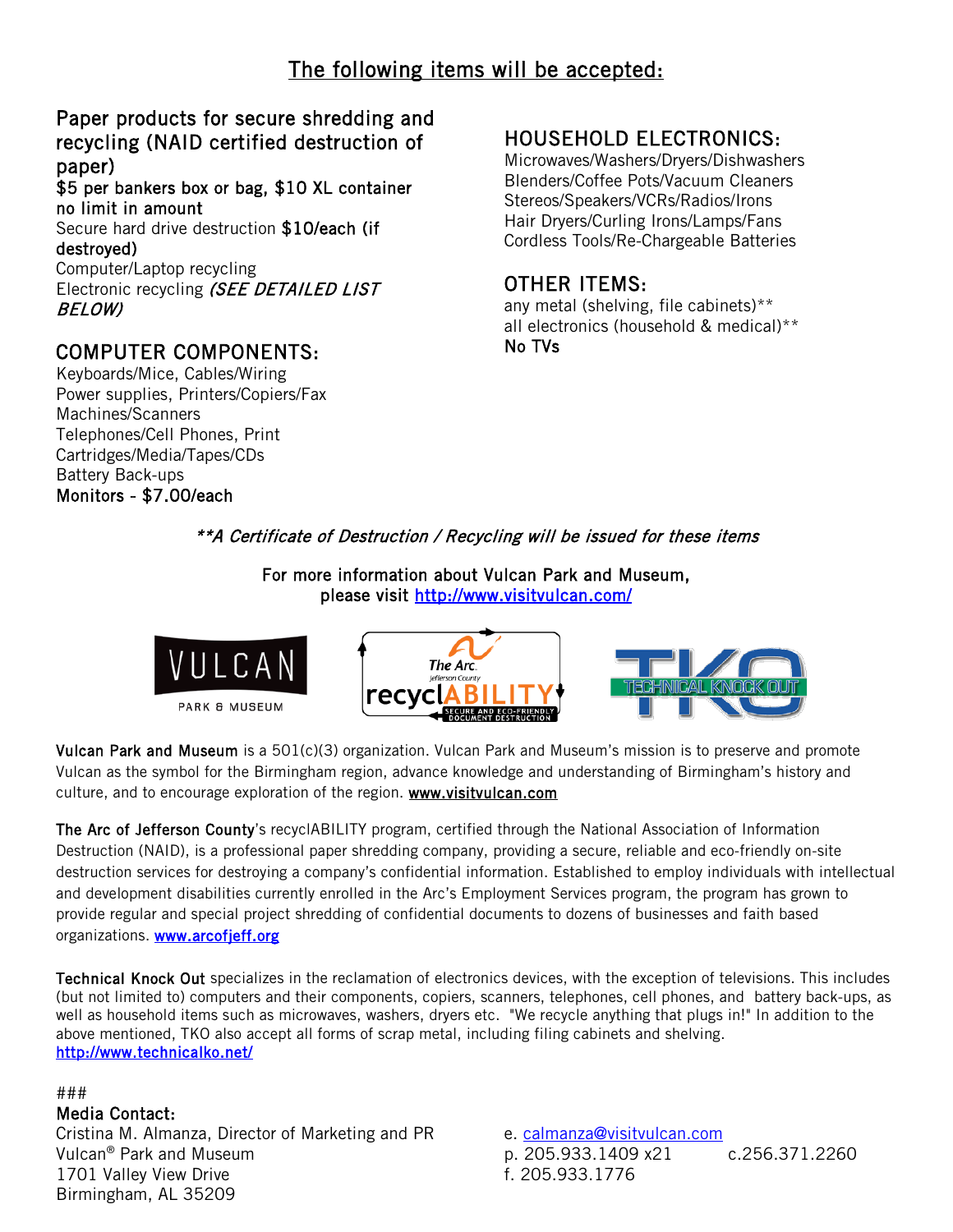# The following items will be accepted:

## Paper products for secure shredding and recycling (NAID certified destruction of paper)

**$5 per bankers box or bag, $10 XL container no limit in amount**

Secure hard drive destruction **$10/each (if destroyed)**

Computer/Laptop recycling

Electronic recycling *(SEE DETAILED LIST BELOW)*

## COMPUTER COMPONENTS:

Keyboards/Mice, Cables/Wiring
Power supplies, Printers/Copiers/Fax Machines/Scanners
Telephones/Cell Phones, Print Cartridges/Media/Tapes/CDs
Battery Back-ups
**Monitors - $7.00/each**

## HOUSEHOLD ELECTRONICS:

Microwaves/Washers/Dryers/Dishwashers
Blenders/Coffee Pots/Vacuum Cleaners
Stereos/Speakers/VCRs/Radios/Irons
Hair Dryers/Curling Irons/Lamps/Fans
Cordless Tools/Re-Chargeable Batteries

## OTHER ITEMS:

any metal (shelving, file cabinets)**
all electronics (household & medical)**
**No TVs**

*\*\*A Certificate of Destruction / Recycling will be issued for these items*

**For more information about Vulcan Park and Museum, please visit http://www.visitvulcan.com/**

**Vulcan Park and Museum** is a 501(c)(3) organization. Vulcan Park and Museum's mission is to preserve and promote Vulcan as the symbol for the Birmingham region, advance knowledge and understanding of Birmingham's history and culture, and to encourage exploration of the region. **www.visitvulcan.com**

**The Arc of Jefferson County**'s recyclABILITY program, certified through the National Association of Information Destruction (NAID), is a professional paper shredding company, providing a secure, reliable and eco-friendly on-site destruction services for destroying a company's confidential information. Established to employ individuals with intellectual and development disabilities currently enrolled in the Arc's Employment Services program, the program has grown to provide regular and special project shredding of confidential documents to dozens of businesses and faith based organizations. **www.arcofjeff.org**

**Technical Knock Out** specializes in the reclamation of electronics devices, with the exception of televisions. This includes (but not limited to) computers and their components, copiers, scanners, telephones, cell phones, and battery back-ups, as well as household items such as microwaves, washers, dryers etc. "We recycle anything that plugs in!" In addition to the above mentioned, TKO also accept all forms of scrap metal, including filing cabinets and shelving.
http://www.technicalko.net/

###

**Media Contact:**
Cristina M. Almanza, Director of Marketing and PR
Vulcan® Park and Museum
1701 Valley View Drive
Birmingham, AL 35209

e. calmanza@visitvulcan.com
p. 205.933.1409 x21 c.256.371.2260
f. 205.933.1776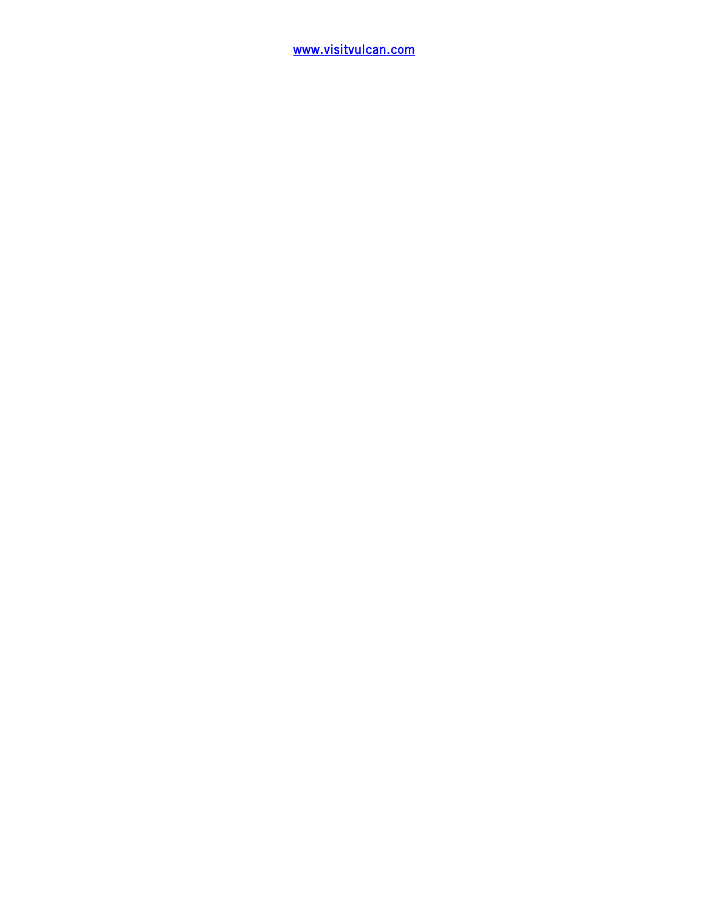[www.visitvulcan.com](http://www.visitvulcan.com)